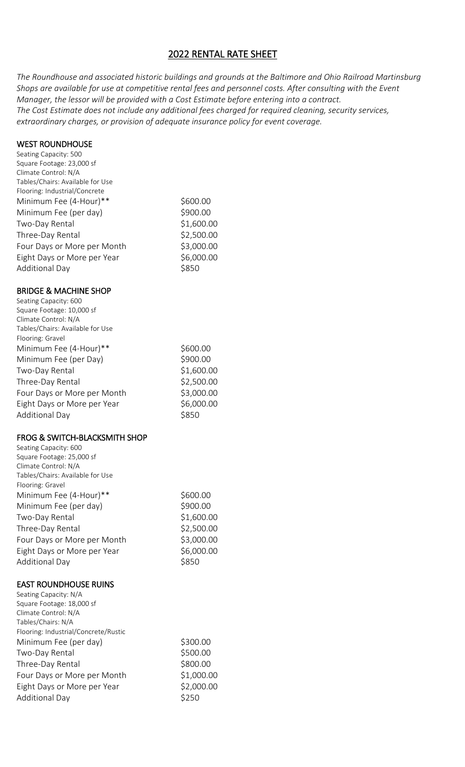## 2022 RENTAL RATE SHEET

*The Roundhouse and associated historic buildings and grounds at the Baltimore and Ohio Railroad Martinsburg Shops are available for use at competitive rental fees and personnel costs. After consulting with the Event Manager, the lessor will be provided with a Cost Estimate before entering into a contract. The Cost Estimate does not include any additional fees charged for required cleaning, security services, extraordinary charges, or provision of adequate insurance policy for event coverage.*

### WEST ROUNDHOUSE

Seating Capacity: 500
Square Footage: 23,000 sf
Climate Control: N/A
Tables/Chairs: Available for Use
Flooring: Industrial/Concrete

| | |
|---|---|
| Minimum Fee (4-Hour)** | $600.00 |
| Minimum Fee (per day) | $900.00 |
| Two-Day Rental | $1,600.00 |
| Three-Day Rental | $2,500.00 |
| Four Days or More per Month | $3,000.00 |
| Eight Days or More per Year | $6,000.00 |
| Additional Day | $850 |

### BRIDGE & MACHINE SHOP

Seating Capacity: 600
Square Footage: 10,000 sf
Climate Control: N/A
Tables/Chairs: Available for Use
Flooring: Gravel

| | |
|---|---|
| Minimum Fee (4-Hour)** | $600.00 |
| Minimum Fee (per Day) | $900.00 |
| Two-Day Rental | $1,600.00 |
| Three-Day Rental | $2,500.00 |
| Four Days or More per Month | $3,000.00 |
| Eight Days or More per Year | $6,000.00 |
| Additional Day | $850 |

### FROG & SWITCH-BLACKSMITH SHOP

Seating Capacity: 600
Square Footage: 25,000 sf
Climate Control: N/A
Tables/Chairs: Available for Use
Flooring: Gravel

| | |
|---|---|
| Minimum Fee (4-Hour)** | $600.00 |
| Minimum Fee (per day) | $900.00 |
| Two-Day Rental | $1,600.00 |
| Three-Day Rental | $2,500.00 |
| Four Days or More per Month | $3,000.00 |
| Eight Days or More per Year | $6,000.00 |
| Additional Day | $850 |

### EAST ROUNDHOUSE RUINS

Seating Capacity: N/A
Square Footage: 18,000 sf
Climate Control: N/A
Tables/Chairs: N/A
Flooring: Industrial/Concrete/Rustic

| | |
|---|---|
| Minimum Fee (per day) | $300.00 |
| Two-Day Rental | $500.00 |
| Three-Day Rental | $800.00 |
| Four Days or More per Month | $1,000.00 |
| Eight Days or More per Year | $2,000.00 |
| Additional Day | $250 |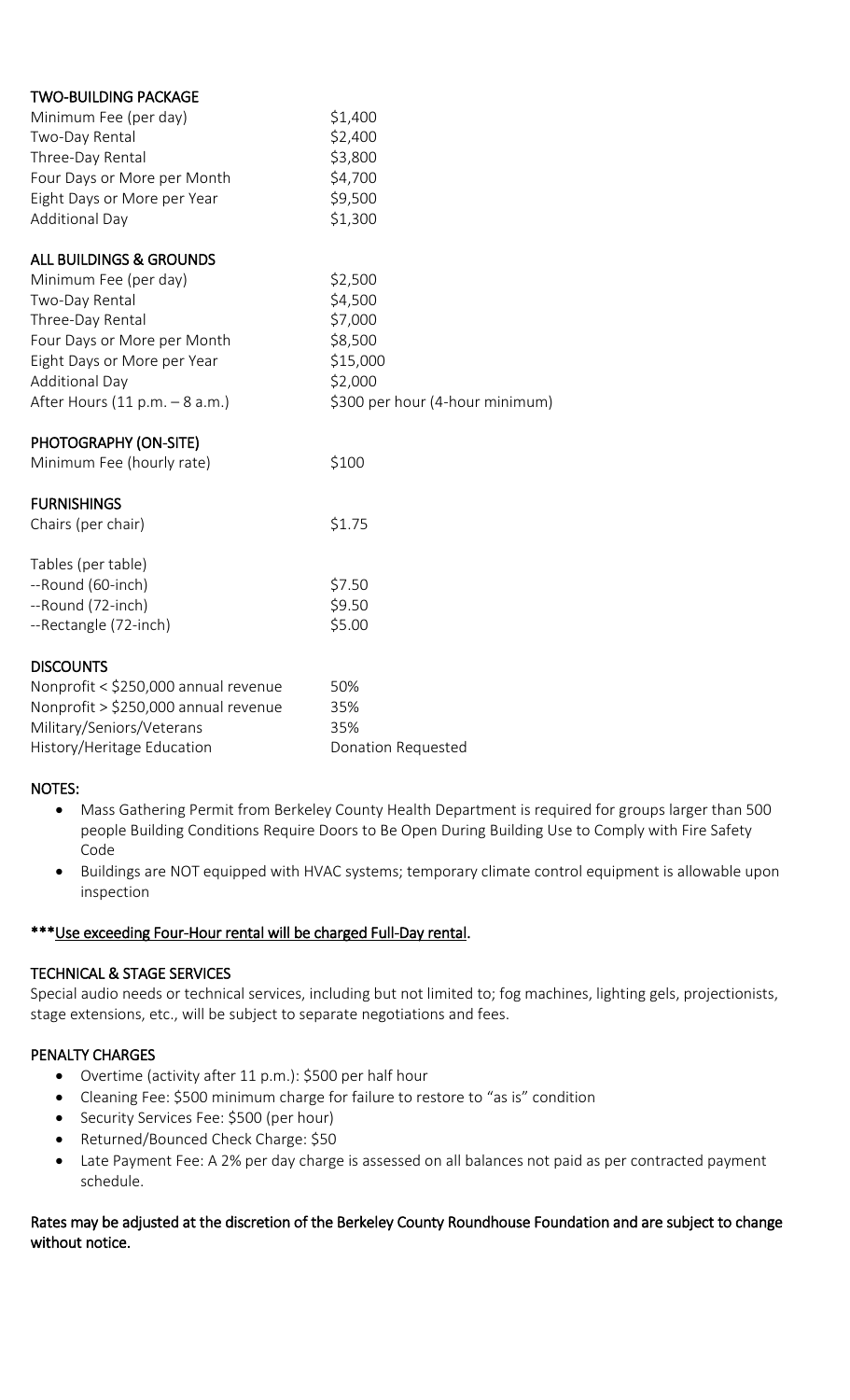**TWO-BUILDING PACKAGE**

| | |
|---|---|
| Minimum Fee (per day) | \$1,400 |
| Two-Day Rental | \$2,400 |
| Three-Day Rental | \$3,800 |
| Four Days or More per Month | \$4,700 |
| Eight Days or More per Year | \$9,500 |
| Additional Day | \$1,300 |

**ALL BUILDINGS & GROUNDS**

| | |
|---|---|
| Minimum Fee (per day) | \$2,500 |
| Two-Day Rental | \$4,500 |
| Three-Day Rental | \$7,000 |
| Four Days or More per Month | \$8,500 |
| Eight Days or More per Year | \$15,000 |
| Additional Day | \$2,000 |
| After Hours (11 p.m. – 8 a.m.) | \$300 per hour (4-hour minimum) |

**PHOTOGRAPHY (ON-SITE)**

| | |
|---|---|
| Minimum Fee (hourly rate) | \$100 |

**FURNISHINGS**

| | |
|---|---|
| Chairs (per chair) | \$1.75 |
| Tables (per table) | |
| --Round (60-inch) | \$7.50 |
| --Round (72-inch) | \$9.50 |
| --Rectangle (72-inch) | \$5.00 |

**DISCOUNTS**

| | |
|---|---|
| Nonprofit < \$250,000 annual revenue | 50% |
| Nonprofit > \$250,000 annual revenue | 35% |
| Military/Seniors/Veterans | 35% |
| History/Heritage Education | Donation Requested |

**NOTES:**

- Mass Gathering Permit from Berkeley County Health Department is required for groups larger than 500 people Building Conditions Require Doors to Be Open During Building Use to Comply with Fire Safety Code
- Buildings are NOT equipped with HVAC systems; temporary climate control equipment is allowable upon inspection

**\*\*\*Use exceeding Four-Hour rental will be charged Full-Day rental.**

**TECHNICAL & STAGE SERVICES**

Special audio needs or technical services, including but not limited to; fog machines, lighting gels, projectionists, stage extensions, etc., will be subject to separate negotiations and fees.

**PENALTY CHARGES**

- Overtime (activity after 11 p.m.): \$500 per half hour
- Cleaning Fee: \$500 minimum charge for failure to restore to "as is" condition
- Security Services Fee: \$500 (per hour)
- Returned/Bounced Check Charge: \$50
- Late Payment Fee: A 2% per day charge is assessed on all balances not paid as per contracted payment schedule.

**Rates may be adjusted at the discretion of the Berkeley County Roundhouse Foundation and are subject to change without notice.**